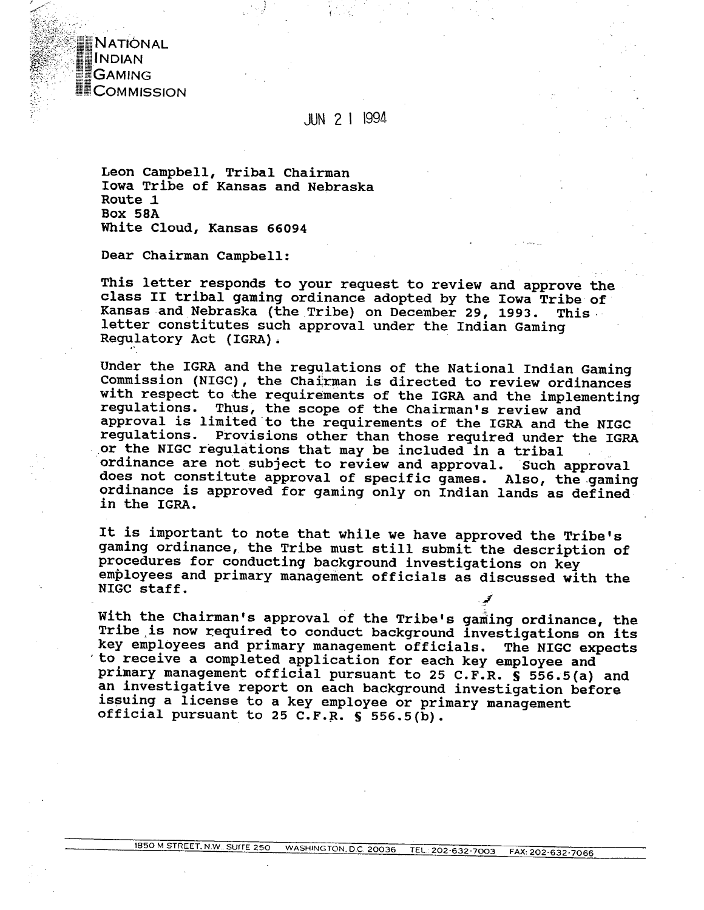NATIONAL
INDIAN
GAMING
COMMISSION

JUN 21 1994

Leon Campbell, Tribal Chairman
Iowa Tribe of Kansas and Nebraska
Route 1
Box 58A
White Cloud, Kansas 66094

Dear Chairman Campbell:

This letter responds to your request to review and approve the class II tribal gaming ordinance adopted by the Iowa Tribe of Kansas and Nebraska (the Tribe) on December 29, 1993. This letter constitutes such approval under the Indian Gaming Regulatory Act (IGRA).

Under the IGRA and the regulations of the National Indian Gaming Commission (NIGC), the Chairman is directed to review ordinances with respect to the requirements of the IGRA and the implementing regulations. Thus, the scope of the Chairman's review and approval is limited to the requirements of the IGRA and the NIGC regulations. Provisions other than those required under the IGRA or the NIGC regulations that may be included in a tribal ordinance are not subject to review and approval. Such approval does not constitute approval of specific games. Also, the gaming ordinance is approved for gaming only on Indian lands as defined in the IGRA.

It is important to note that while we have approved the Tribe's gaming ordinance, the Tribe must still submit the description of procedures for conducting background investigations on key employees and primary management officials as discussed with the NIGC staff.

With the Chairman's approval of the Tribe's gaming ordinance, the Tribe is now required to conduct background investigations on its key employees and primary management officials. The NIGC expects to receive a completed application for each key employee and primary management official pursuant to 25 C.F.R. § 556.5(a) and an investigative report on each background investigation before issuing a license to a key employee or primary management official pursuant to 25 C.F.R. § 556.5(b).

1850 M STREET, N.W., SUITE 250 WASHINGTON, D.C. 20036 TEL: 202-632-7003 FAX: 202-632-7066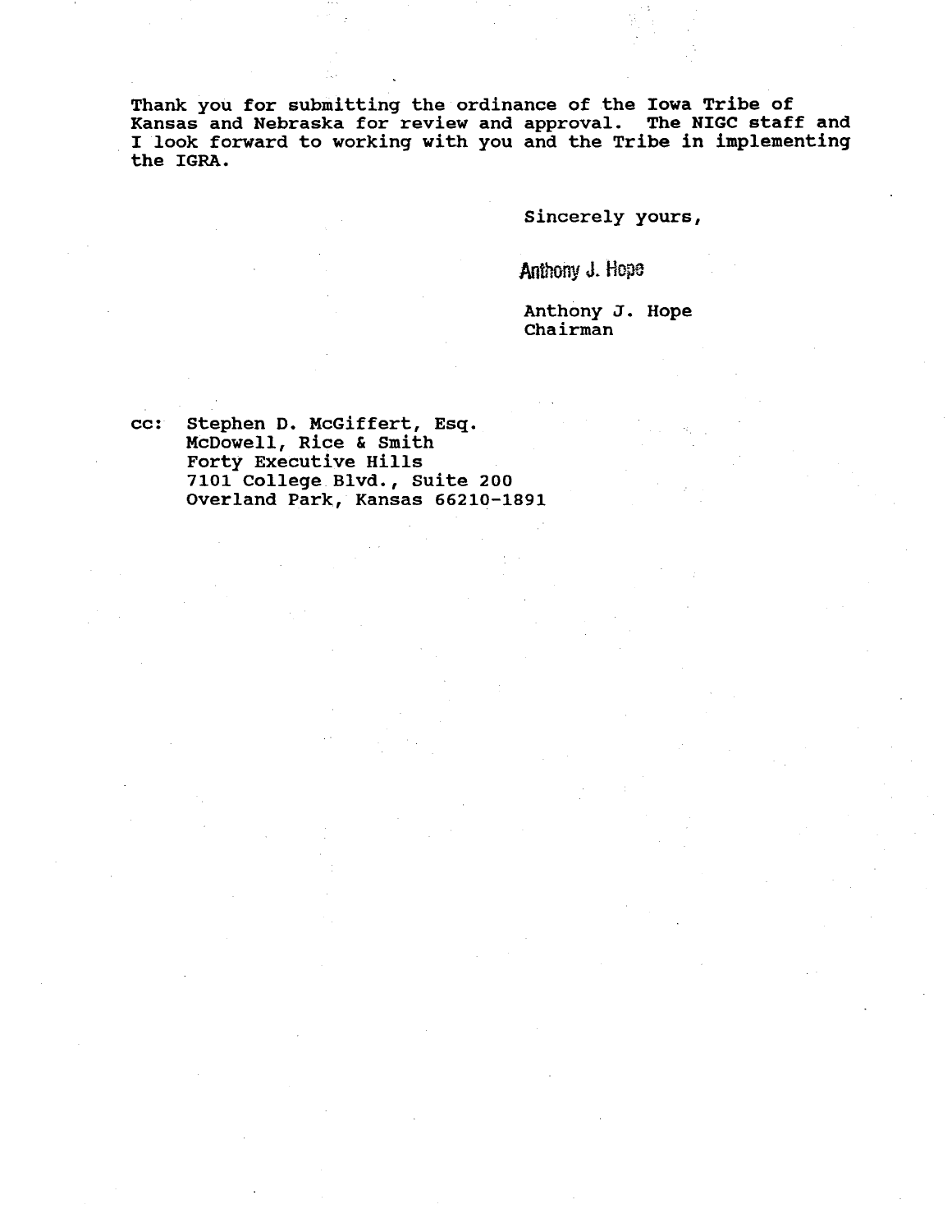Thank you for submitting the ordinance of the Iowa Tribe of Kansas and Nebraska for review and approval. The NIGC staff and I look forward to working with you and the Tribe in implementing the IGRA.

Sincerely yours,

Anthony J. Hope

Anthony J. Hope
Chairman

cc: Stephen D. McGiffert, Esq.
McDowell, Rice & Smith
Forty Executive Hills
7101 College Blvd., Suite 200
Overland Park, Kansas 66210-1891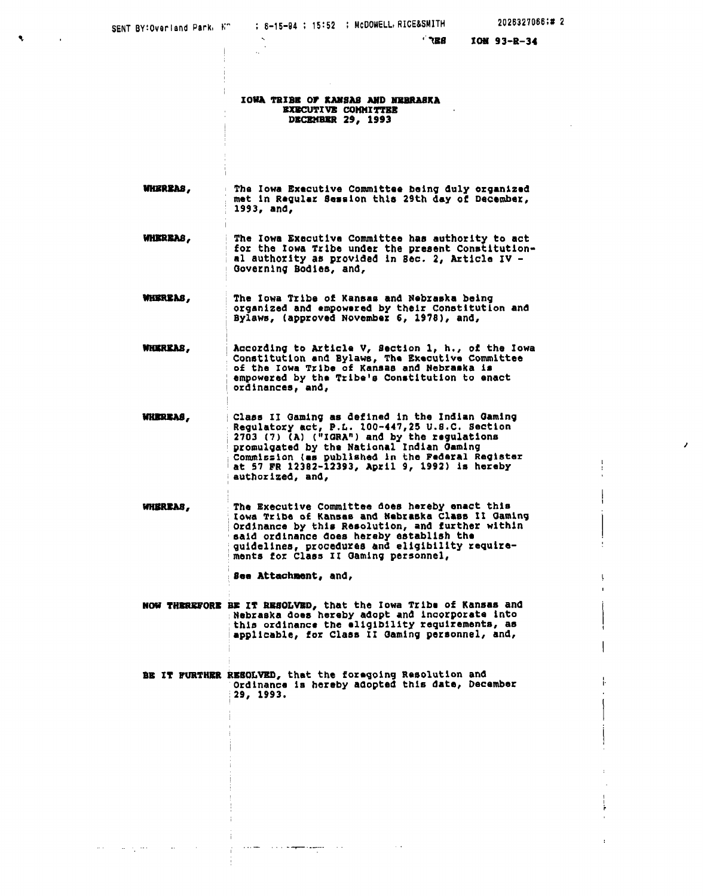RESOLUTION 93-R-34

# IOWA TRIBE OF KANSAS AND NEBRASKA
## EXECUTIVE COMMITTEE
## DECEMBER 29, 1993

**WHEREAS,** The Iowa Executive Committee being duly organized met in Regular Session this 29th day of December, 1993, and,

**WHEREAS,** The Iowa Executive Committee has authority to act for the Iowa Tribe under the present Constitutional authority as provided in Sec. 2, Article IV - Governing Bodies, and,

**WHEREAS,** The Iowa Tribe of Kansas and Nebraska being organized and empowered by their Constitution and Bylaws, (approved November 6, 1978), and,

**WHEREAS,** According to Article V, Section 1, h., of the Iowa Constitution and Bylaws, The Executive Committee of the Iowa Tribe of Kansas and Nebraska is empowered by the Tribe's Constitution to enact ordinances, and,

**WHEREAS,** Class II Gaming as defined in the Indian Gaming Regulatory act, P.L. 100-447, 25 U.S.C. Section 2703 (7) (A) ("IGRA") and by the regulations promulgated by the National Indian Gaming Commission (as published in the Federal Register at 57 FR 12382-12393, April 9, 1992) is hereby authorized, and,

**WHEREAS,** The Executive Committee does hereby enact this Iowa Tribe of Kansas and Nebraska Class II Gaming Ordinance by this Resolution, and further within said ordinance does hereby establish the guidelines, procedures and eligibility requirements for Class II Gaming personnel,

**See Attachment**, and,

**NOW THEREFORE BE IT RESOLVED,** that the Iowa Tribe of Kansas and Nebraska does hereby adopt and incorporate into this ordinance the eligibility requirements, as applicable, for Class II Gaming personnel, and,

**BE IT FURTHER RESOLVED,** that the foregoing Resolution and Ordinance is hereby adopted this date, December 29, 1993.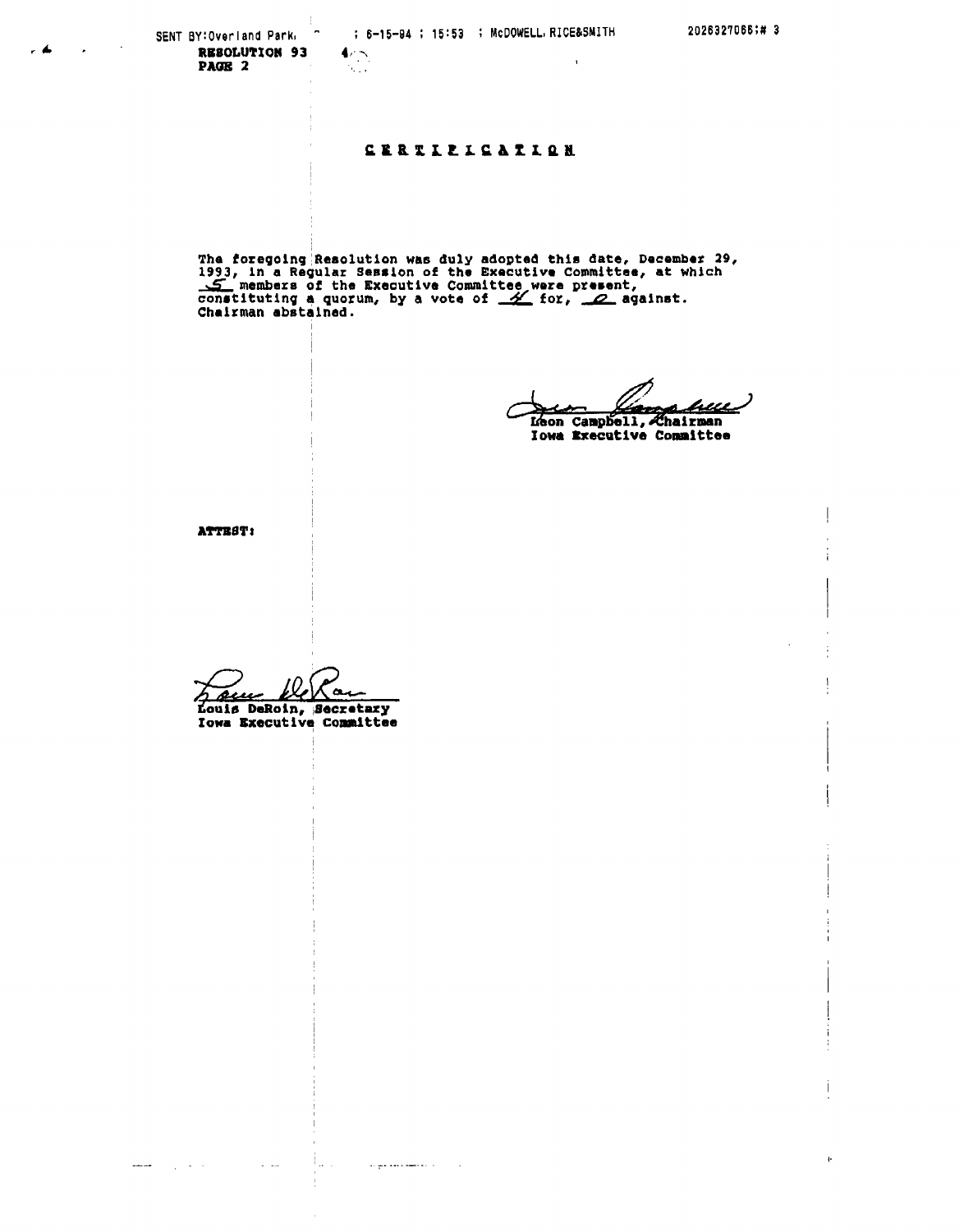RESOLUTION 93
PAGE 2

## CERTIFICATION

The foregoing Resolution was duly adopted this date, December 29, 1993, in a Regular Session of the Executive Committee, at which 5 members of the Executive Committee were present, constituting a quorum, by a vote of 4 for, 0 against. Chairman abstained.

Leon Campbell, Chairman
Iowa Executive Committee

ATTEST:

Louis DeRoin, Secretary
Iowa Executive Committee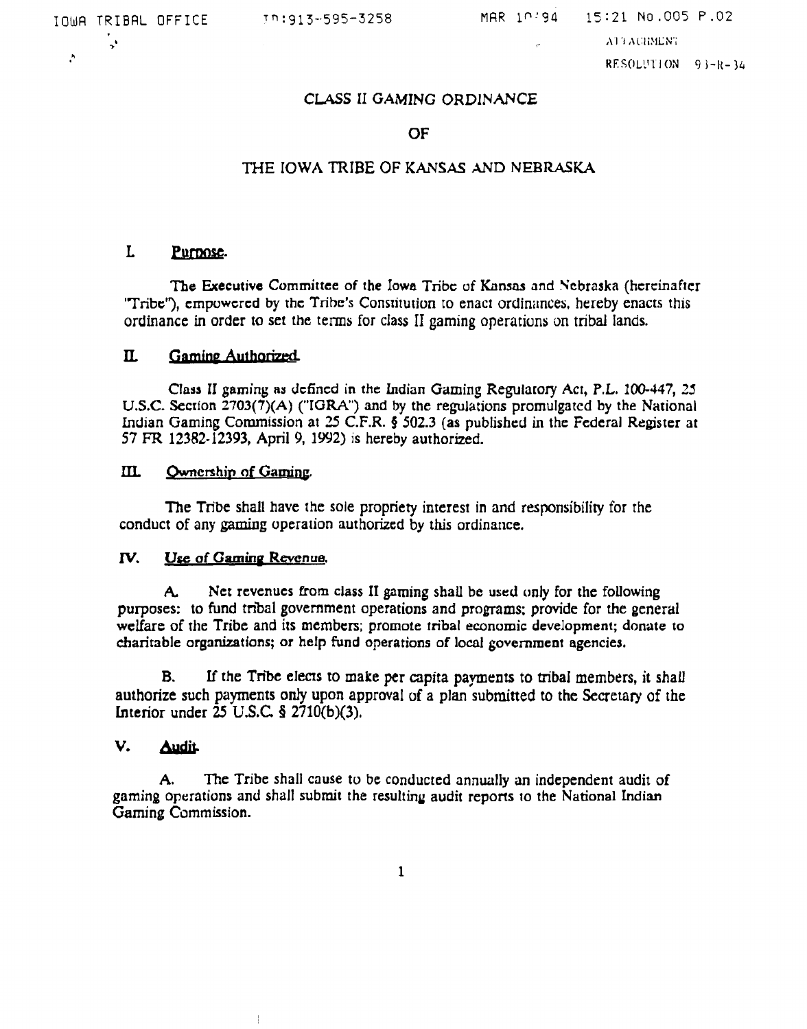ATTACHMENT
RESOLUTION 93-R-34

# CLASS II GAMING ORDINANCE

# OF

# THE IOWA TRIBE OF KANSAS AND NEBRASKA

## I. Purpose.

The Executive Committee of the Iowa Tribe of Kansas and Nebraska (hereinafter "Tribe"), empowered by the Tribe's Constitution to enact ordinances, hereby enacts this ordinance in order to set the terms for class II gaming operations on tribal lands.

## II. Gaming Authorized.

Class II gaming as defined in the Indian Gaming Regulatory Act, P.L. 100-447, 25 U.S.C. Section 2703(7)(A) ("IGRA") and by the regulations promulgated by the National Indian Gaming Commission at 25 C.F.R. § 502.3 (as published in the Federal Register at 57 FR 12382-12393, April 9, 1992) is hereby authorized.

## III. Ownership of Gaming.

The Tribe shall have the sole propriety interest in and responsibility for the conduct of any gaming operation authorized by this ordinance.

## IV. Use of Gaming Revenue.

A. Net revenues from class II gaming shall be used only for the following purposes: to fund tribal government operations and programs; provide for the general welfare of the Tribe and its members; promote tribal economic development; donate to charitable organizations; or help fund operations of local government agencies.

B. If the Tribe elects to make per capita payments to tribal members, it shall authorize such payments only upon approval of a plan submitted to the Secretary of the Interior under 25 U.S.C. § 2710(b)(3).

## V. Audit.

A. The Tribe shall cause to be conducted annually an independent audit of gaming operations and shall submit the resulting audit reports to the National Indian Gaming Commission.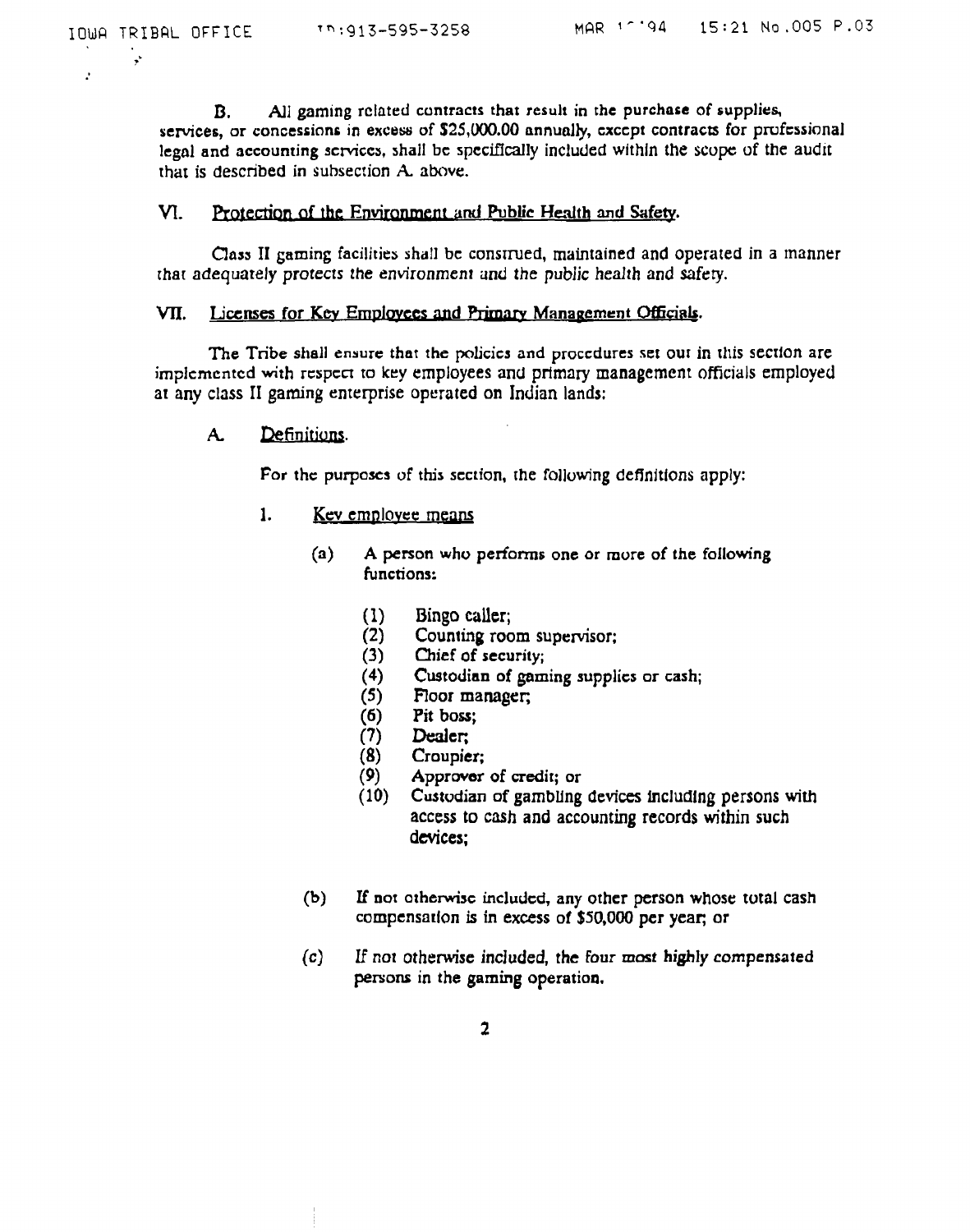B. All gaming related contracts that result in the purchase of supplies, services, or concessions in excess of $25,000.00 annually, except contracts for professional legal and accounting services, shall be specifically included within the scope of the audit that is described in subsection A. above.

## VI. Protection of the Environment and Public Health and Safety.

Class II gaming facilities shall be construed, maintained and operated in a manner that adequately protects the environment and the public health and safety.

## VII. Licenses for Key Employees and Primary Management Officials.

The Tribe shall ensure that the policies and procedures set out in this section are implemented with respect to key employees and primary management officials employed at any class II gaming enterprise operated on Indian lands:

### A. Definitions.

For the purposes of this section, the following definitions apply:

1. Key employee means

   (a) A person who performs one or more of the following functions:

   - (1) Bingo caller;
   - (2) Counting room supervisor;
   - (3) Chief of security;
   - (4) Custodian of gaming supplies or cash;
   - (5) Floor manager;
   - (6) Pit boss;
   - (7) Dealer;
   - (8) Croupier;
   - (9) Approver of credit; or
   - (10) Custodian of gambling devices including persons with access to cash and accounting records within such devices;

   (b) If not otherwise included, any other person whose total cash compensation is in excess of $50,000 per year; or

   (c) If not otherwise included, the four most highly compensated persons in the gaming operation.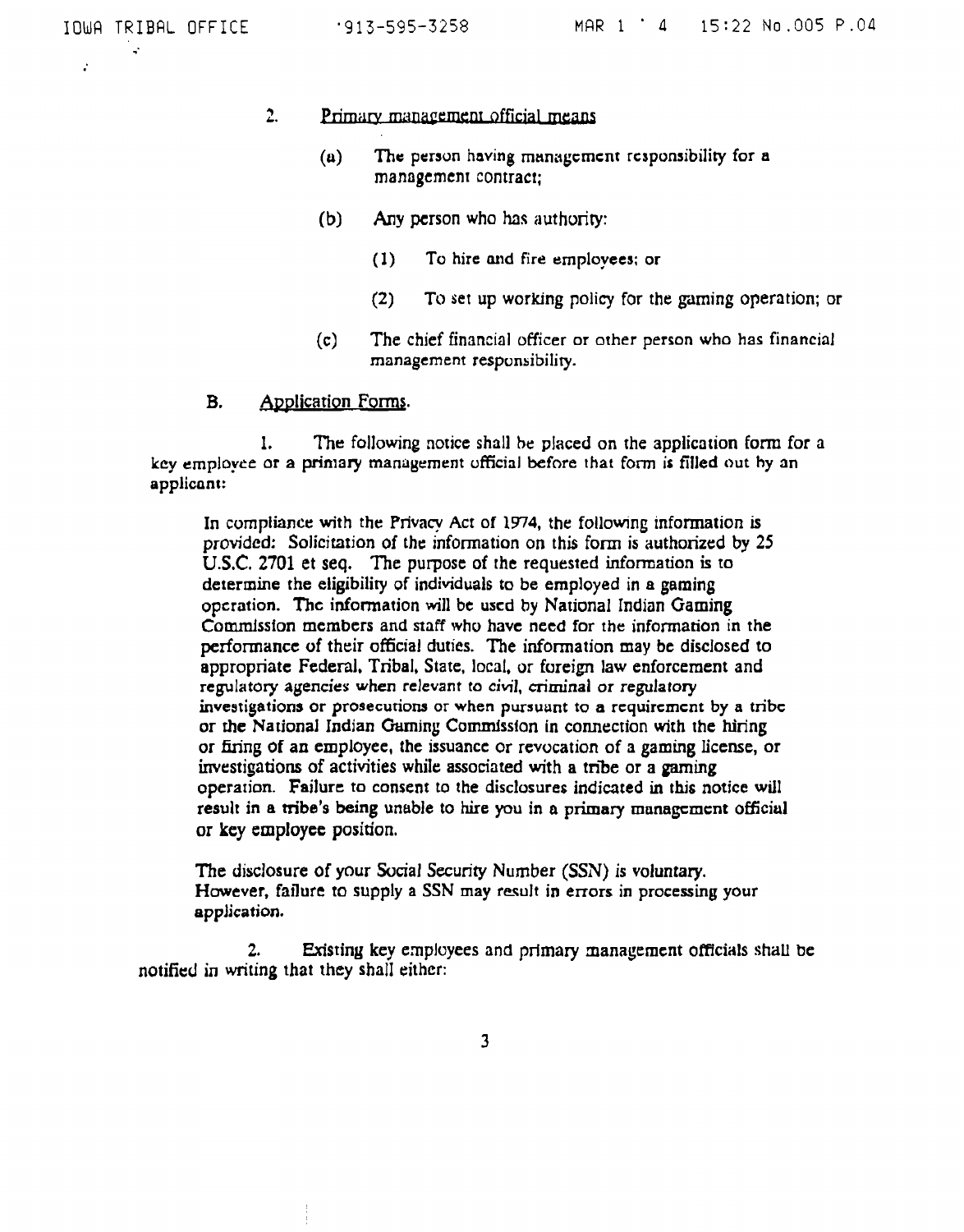2. Primary management official means

(a) The person having management responsibility for a management contract;

(b) Any person who has authority:

(1) To hire and fire employees; or

(2) To set up working policy for the gaming operation; or

(c) The chief financial officer or other person who has financial management responsibility.

B. Application Forms.

1. The following notice shall be placed on the application form for a key employee or a primary management official before that form is filled out by an applicant:

> In compliance with the Privacy Act of 1974, the following information is provided: Solicitation of the information on this form is authorized by 25 U.S.C. 2701 et seq. The purpose of the requested information is to determine the eligibility of individuals to be employed in a gaming operation. The information will be used by National Indian Gaming Commission members and staff who have need for the information in the performance of their official duties. The information may be disclosed to appropriate Federal, Tribal, State, local, or foreign law enforcement and regulatory agencies when relevant to civil, criminal or regulatory investigations or prosecutions or when pursuant to a requirement by a tribe or the National Indian Gaming Commission in connection with the hiring or firing of an employee, the issuance or revocation of a gaming license, or investigations of activities while associated with a tribe or a gaming operation. Failure to consent to the disclosures indicated in this notice will result in a tribe's being unable to hire you in a primary management official or key employee position.
>
> The disclosure of your Social Security Number (SSN) is voluntary. However, failure to supply a SSN may result in errors in processing your application.

2. Existing key employees and primary management officials shall be notified in writing that they shall either: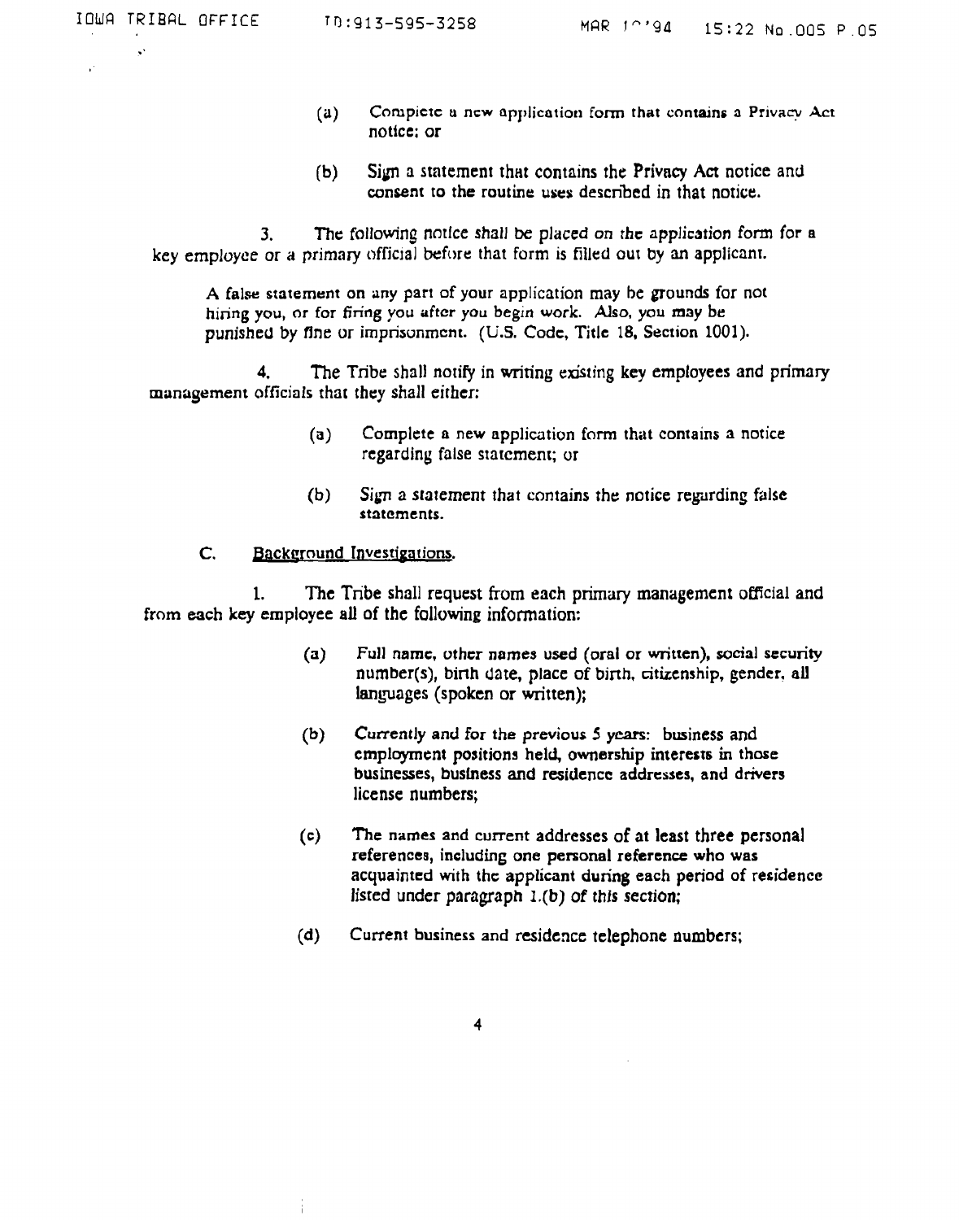(a) Complete a new application form that contains a Privacy Act notice; or

(b) Sign a statement that contains the Privacy Act notice and consent to the routine uses described in that notice.

3. The following notice shall be placed on the application form for a key employee or a primary official before that form is filled out by an applicant.

> A false statement on any part of your application may be grounds for not hiring you, or for firing you after you begin work. Also, you may be punished by fine or imprisonment. (U.S. Code, Title 18, Section 1001).

4. The Tribe shall notify in writing existing key employees and primary management officials that they shall either:

(a) Complete a new application form that contains a notice regarding false statement; or

(b) Sign a statement that contains the notice regarding false statements.

C. <u>Background Investigations</u>.

1. The Tribe shall request from each primary management official and from each key employee all of the following information:

(a) Full name, other names used (oral or written), social security number(s), birth date, place of birth, citizenship, gender, all languages (spoken or written);

(b) Currently and for the previous 5 years: business and employment positions held, ownership interests in those businesses, business and residence addresses, and drivers license numbers;

(c) The names and current addresses of at least three personal references, including one personal reference who was acquainted with the applicant during each period of residence listed under paragraph 1.(b) of this section;

(d) Current business and residence telephone numbers;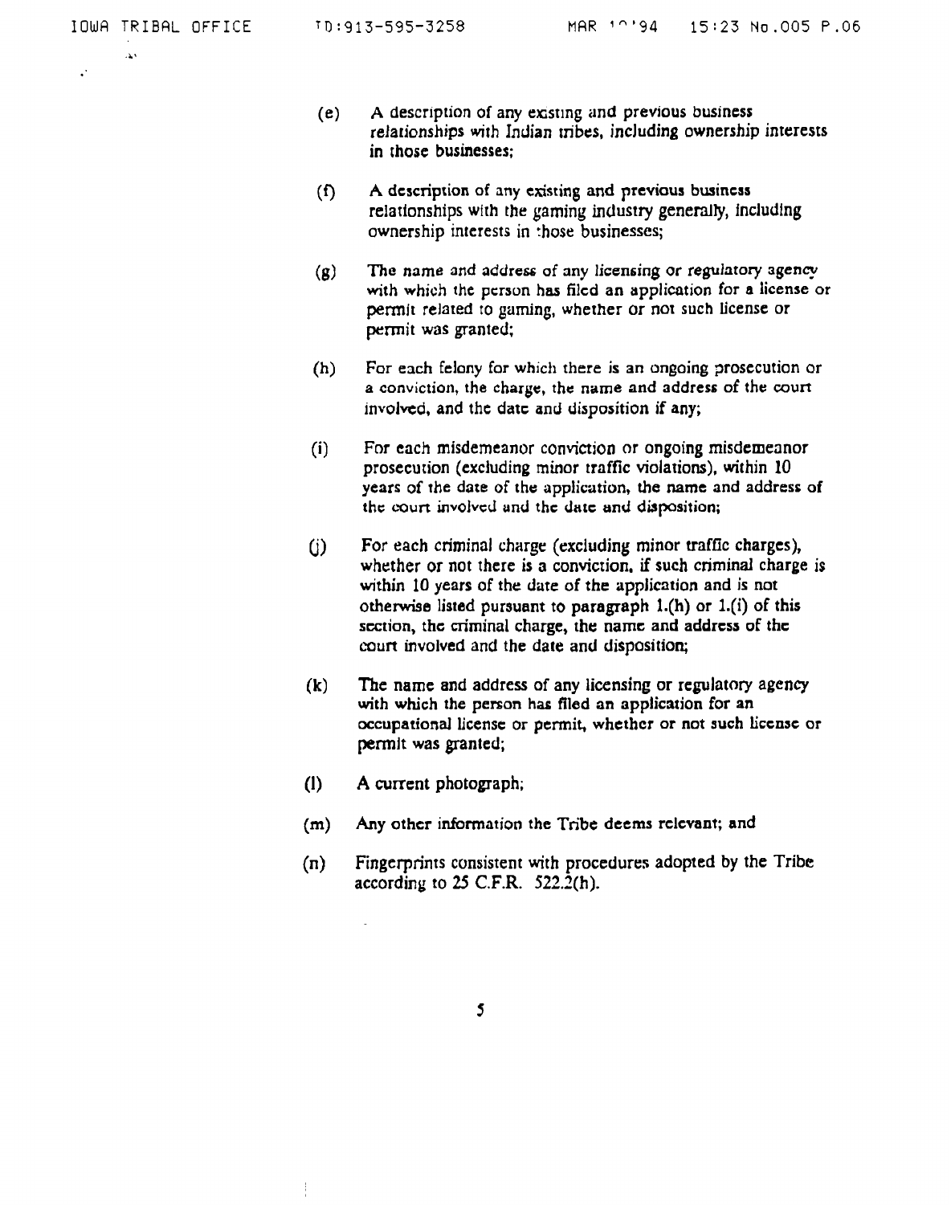(e) A description of any existing and previous business relationships with Indian tribes, including ownership interests in those businesses;

(f) A description of any existing and previous business relationships with the gaming industry generally, including ownership interests in those businesses;

(g) The name and address of any licensing or regulatory agency with which the person has filed an application for a license or permit related to gaming, whether or not such license or permit was granted;

(h) For each felony for which there is an ongoing prosecution or a conviction, the charge, the name and address of the court involved, and the date and disposition if any;

(i) For each misdemeanor conviction or ongoing misdemeanor prosecution (excluding minor traffic violations), within 10 years of the date of the application, the name and address of the court involved and the date and disposition;

(j) For each criminal charge (excluding minor traffic charges), whether or not there is a conviction, if such criminal charge is within 10 years of the date of the application and is not otherwise listed pursuant to paragraph 1.(h) or 1.(i) of this section, the criminal charge, the name and address of the court involved and the date and disposition;

(k) The name and address of any licensing or regulatory agency with which the person has filed an application for an occupational license or permit, whether or not such license or permit was granted;

(l) A current photograph;

(m) Any other information the Tribe deems relevant; and

(n) Fingerprints consistent with procedures adopted by the Tribe according to 25 C.F.R. 522.2(h).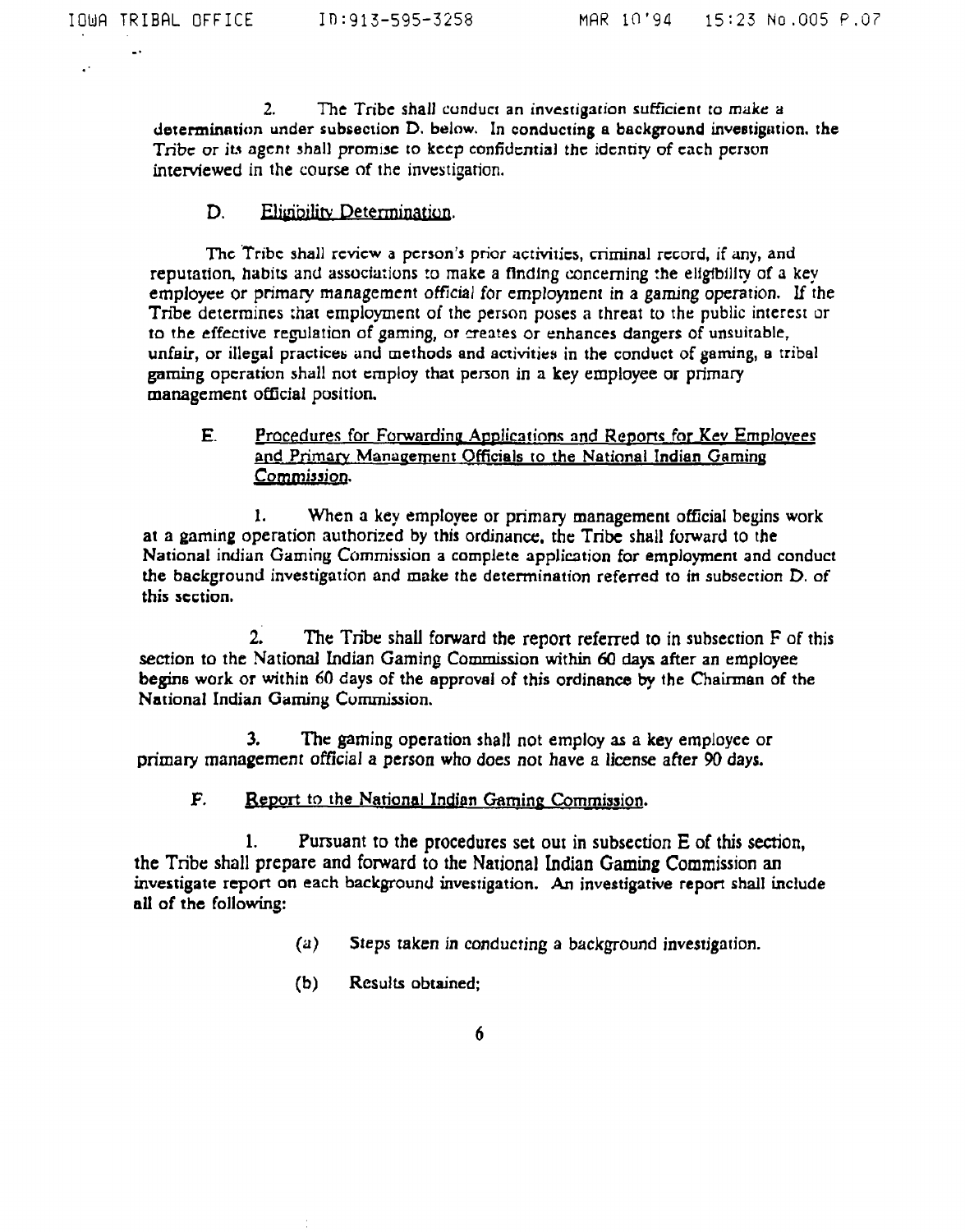2. The Tribe shall conduct an investigation sufficient to make a determination under subsection D. below. In conducting a background investigation, the Tribe or its agent shall promise to keep confidential the identity of each person interviewed in the course of the investigation.

D. Eligibility Determination.

The Tribe shall review a person's prior activities, criminal record, if any, and reputation, habits and associations to make a finding concerning the eligibility of a key employee or primary management official for employment in a gaming operation. If the Tribe determines that employment of the person poses a threat to the public interest or to the effective regulation of gaming, or creates or enhances dangers of unsuitable, unfair, or illegal practices and methods and activities in the conduct of gaming, a tribal gaming operation shall not employ that person in a key employee or primary management official position.

E. Procedures for Forwarding Applications and Reports for Key Employees and Primary Management Officials to the National Indian Gaming Commission.

1. When a key employee or primary management official begins work at a gaming operation authorized by this ordinance, the Tribe shall forward to the National indian Gaming Commission a complete application for employment and conduct the background investigation and make the determination referred to in subsection D. of this section.

2. The Tribe shall forward the report referred to in subsection F of this section to the National Indian Gaming Commission within 60 days after an employee begins work or within 60 days of the approval of this ordinance by the Chairman of the National Indian Gaming Commission.

3. The gaming operation shall not employ as a key employee or primary management official a person who does not have a license after 90 days.

F. Report to the National Indian Gaming Commission.

1. Pursuant to the procedures set out in subsection E of this section, the Tribe shall prepare and forward to the National Indian Gaming Commission an investigate report on each background investigation. An investigative report shall include all of the following:

(a) Steps taken in conducting a background investigation.

(b) Results obtained;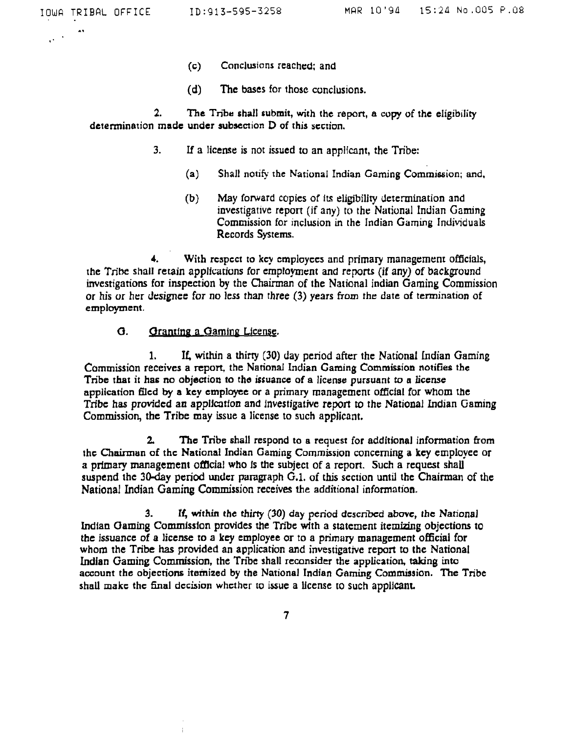(c) Conclusions reached; and

(d) The bases for those conclusions.

2. The Tribe shall submit, with the report, a copy of the eligibility determination made under subsection D of this section.

3. If a license is not issued to an applicant, the Tribe:

(a) Shall notify the National Indian Gaming Commission; and,

(b) May forward copies of its eligibility determination and investigative report (if any) to the National Indian Gaming Commission for inclusion in the Indian Gaming Individuals Records Systems.

4. With respect to key employees and primary management officials, the Tribe shall retain applications for employment and reports (if any) of background investigations for inspection by the Chairman of the National Indian Gaming Commission or his or her designee for no less than three (3) years from the date of termination of employment.

G. Granting a Gaming License.

1. If, within a thirty (30) day period after the National Indian Gaming Commission receives a report, the National Indian Gaming Commission notifies the Tribe that it has no objection to the issuance of a license pursuant to a license application filed by a key employee or a primary management official for whom the Tribe has provided an application and investigative report to the National Indian Gaming Commission, the Tribe may issue a license to such applicant.

2. The Tribe shall respond to a request for additional information from the Chairman of the National Indian Gaming Commission concerning a key employee or a primary management official who is the subject of a report. Such a request shall suspend the 30-day period under paragraph G.1. of this section until the Chairman of the National Indian Gaming Commission receives the additional information.

3. If, within the thirty (30) day period described above, the National Indian Gaming Commission provides the Tribe with a statement itemizing objections to the issuance of a license to a key employee or to a primary management official for whom the Tribe has provided an application and investigative report to the National Indian Gaming Commission, the Tribe shall reconsider the application, taking into account the objections itemized by the National Indian Gaming Commission. The Tribe shall make the final decision whether to issue a license to such applicant.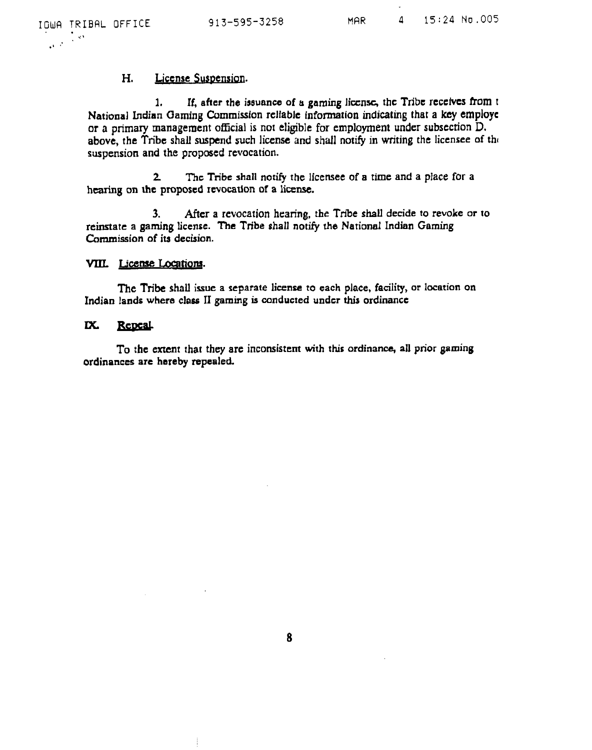### H. License Suspension.

1. If, after the issuance of a gaming license, the Tribe receives from t National Indian Gaming Commission reliable information indicating that a key employe or a primary management official is not eligible for employment under subsection D. above, the Tribe shall suspend such license and shall notify in writing the licensee of th suspension and the proposed revocation.

2. The Tribe shall notify the licensee of a time and a place for a hearing on the proposed revocation of a license.

3. After a revocation hearing, the Tribe shall decide to revoke or to reinstate a gaming license. The Tribe shall notify the National Indian Gaming Commission of its decision.

## VIII. License Locations.

The Tribe shall issue a separate license to each place, facility, or location on Indian lands where class II gaming is conducted under this ordinance

## IX. Repeal.

To the extent that they are inconsistent with this ordinance, all prior gaming ordinances are hereby repealed.